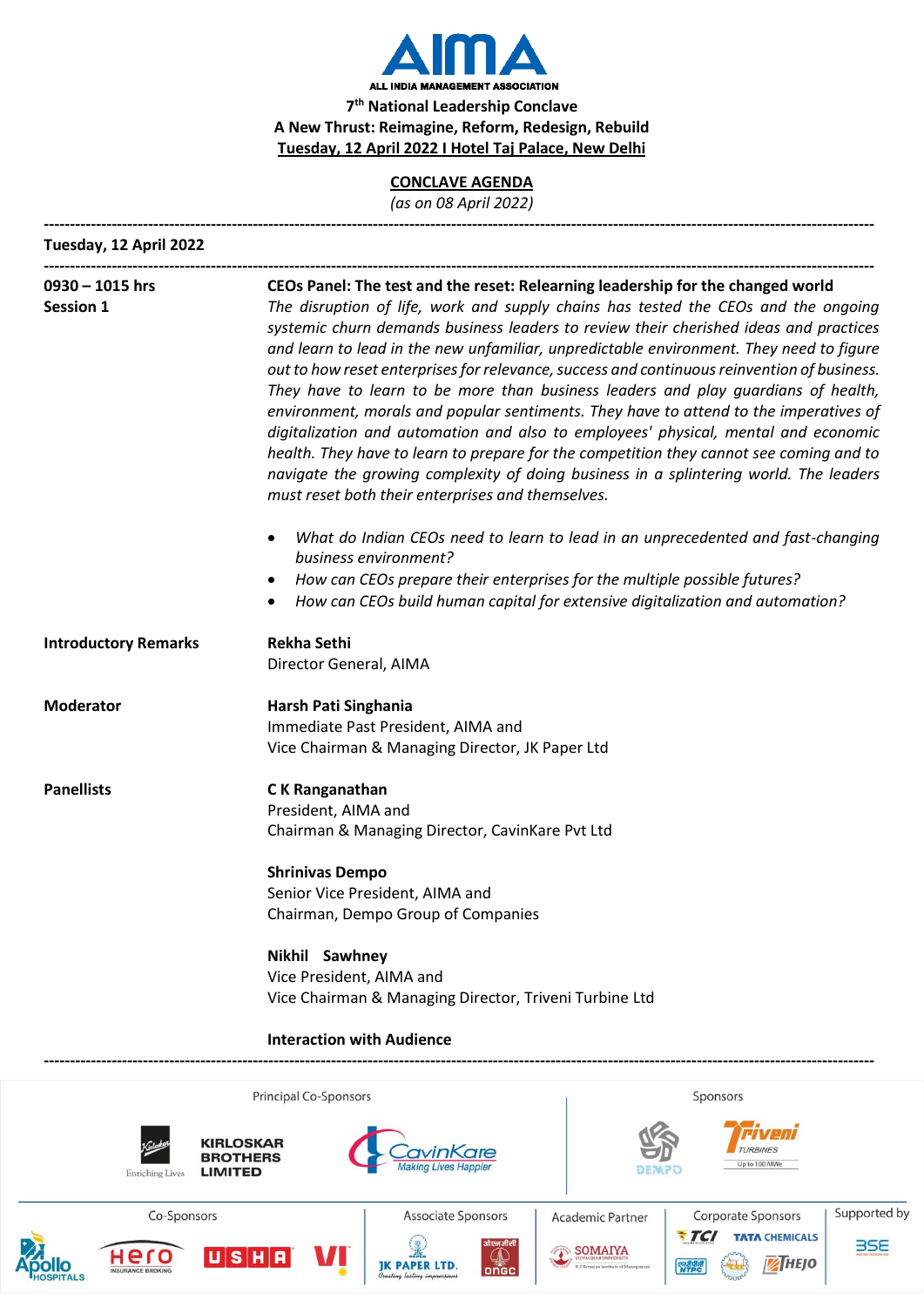# AIMA

**ALL INDIA MANAGEMENT ASSOCIATION**

**7th National Leadership Conclave**

**A New Thrust: Reimagine, Reform, Redesign, Rebuild**

**Tuesday, 12 April 2022 I Hotel Taj Palace, New Delhi**

## CONCLAVE AGENDA

*(as on 08 April 2022)*

---

**Tuesday, 12 April 2022**

---

**0930 – 1015 hrs**
**Session 1**

**CEOs Panel: The test and the reset: Relearning leadership for the changed world**

*The disruption of life, work and supply chains has tested the CEOs and the ongoing systemic churn demands business leaders to review their cherished ideas and practices and learn to lead in the new unfamiliar, unpredictable environment. They need to figure out to how reset enterprises for relevance, success and continuous reinvention of business. They have to learn to be more than business leaders and play guardians of health, environment, morals and popular sentiments. They have to attend to the imperatives of digitalization and automation and also to employees' physical, mental and economic health. They have to learn to prepare for the competition they cannot see coming and to navigate the growing complexity of doing business in a splintering world. The leaders must reset both their enterprises and themselves.*

- *What do Indian CEOs need to learn to lead in an unprecedented and fast-changing business environment?*
- *How can CEOs prepare their enterprises for the multiple possible futures?*
- *How can CEOs build human capital for extensive digitalization and automation?*

**Introductory Remarks**

**Rekha Sethi**
Director General, AIMA

**Moderator**

**Harsh Pati Singhania**
Immediate Past President, AIMA and
Vice Chairman & Managing Director, JK Paper Ltd

**Panellists**

**C K Ranganathan**
President, AIMA and
Chairman & Managing Director, CavinKare Pvt Ltd

**Shrinivas Dempo**
Senior Vice President, AIMA and
Chairman, Dempo Group of Companies

**Nikhil Sawhney**
Vice President, AIMA and
Vice Chairman & Managing Director, Triveni Turbine Ltd

**Interaction with Audience**

---

Principal Co-Sponsors: Kirloskar Brothers Limited (Enriching Lives), CavinKare (Making Lives Happier)

Sponsors: Dempo, Triveni Turbines (Up to 100 MWe)

Co-Sponsors: Apollo Hospitals, Hero Insurance Broking, Usha, Vi

Associate Sponsors: JK Paper Ltd. (Creating lasting impressions), ONGC

Academic Partner: Somaiya Vidyavihar University, K J Somaiya Institute of Management

Corporate Sponsors: TCI, Tata Chemicals, NTPC, Thejo

Supported by: BSE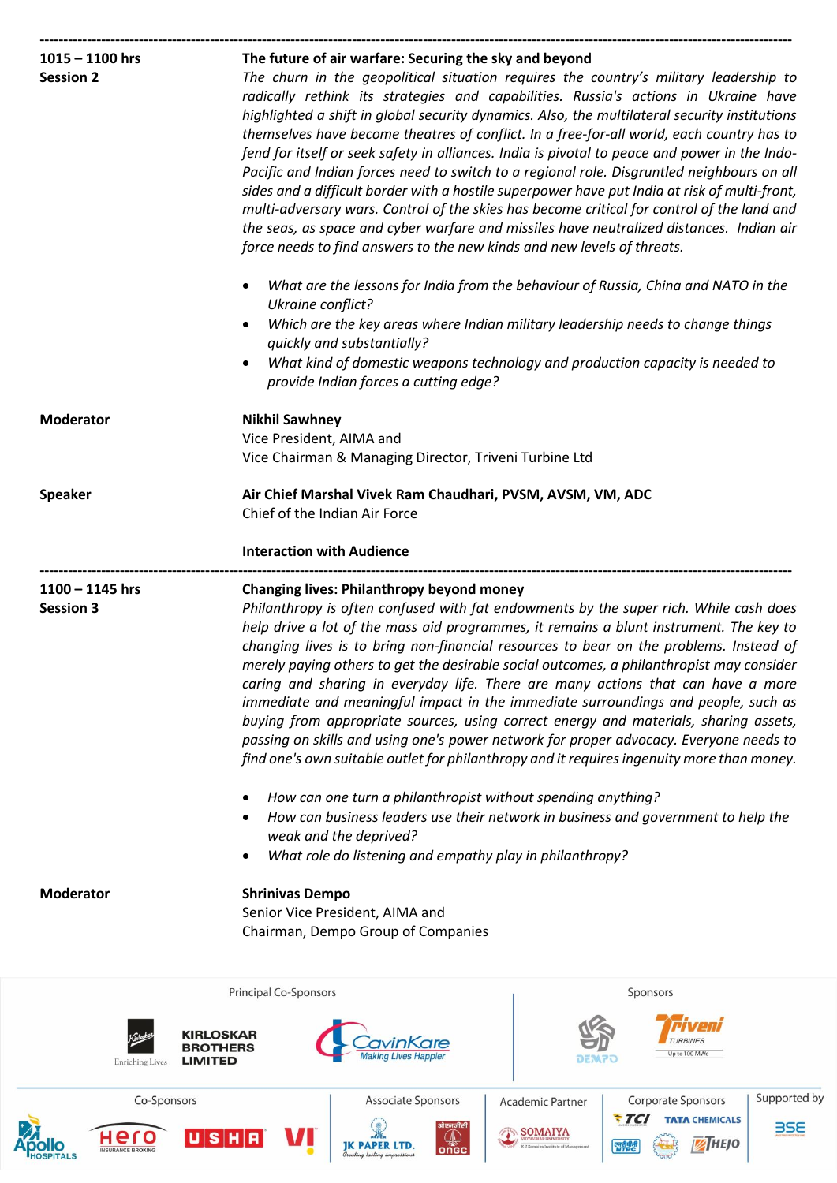---

**1015 – 1100 hrs**
**Session 2**

**The future of air warfare: Securing the sky and beyond**

*The churn in the geopolitical situation requires the country's military leadership to radically rethink its strategies and capabilities. Russia's actions in Ukraine have highlighted a shift in global security dynamics. Also, the multilateral security institutions themselves have become theatres of conflict. In a free-for-all world, each country has to fend for itself or seek safety in alliances. India is pivotal to peace and power in the Indo-Pacific and Indian forces need to switch to a regional role. Disgruntled neighbours on all sides and a difficult border with a hostile superpower have put India at risk of multi-front, multi-adversary wars. Control of the skies has become critical for control of the land and the seas, as space and cyber warfare and missiles have neutralized distances. Indian air force needs to find answers to the new kinds and new levels of threats.*

- *What are the lessons for India from the behaviour of Russia, China and NATO in the Ukraine conflict?*
- *Which are the key areas where Indian military leadership needs to change things quickly and substantially?*
- *What kind of domestic weapons technology and production capacity is needed to provide Indian forces a cutting edge?*

**Moderator**

**Nikhil Sawhney**
Vice President, AIMA and
Vice Chairman & Managing Director, Triveni Turbine Ltd

**Speaker**

**Air Chief Marshal Vivek Ram Chaudhari, PVSM, AVSM, VM, ADC**
Chief of the Indian Air Force

**Interaction with Audience**

---

**1100 – 1145 hrs**
**Session 3**

**Changing lives: Philanthropy beyond money**

*Philanthropy is often confused with fat endowments by the super rich. While cash does help drive a lot of the mass aid programmes, it remains a blunt instrument. The key to changing lives is to bring non-financial resources to bear on the problems. Instead of merely paying others to get the desirable social outcomes, a philanthropist may consider caring and sharing in everyday life. There are many actions that can have a more immediate and meaningful impact in the immediate surroundings and people, such as buying from appropriate sources, using correct energy and materials, sharing assets, passing on skills and using one's power network for proper advocacy. Everyone needs to find one's own suitable outlet for philanthropy and it requires ingenuity more than money.*

- *How can one turn a philanthropist without spending anything?*
- *How can business leaders use their network in business and government to help the weak and the deprived?*
- *What role do listening and empathy play in philanthropy?*

**Moderator**

**Shrinivas Dempo**
Senior Vice President, AIMA and
Chairman, Dempo Group of Companies

Principal Co-Sponsors: Kirloskar Brothers Limited (Enriching Lives), CavinKare (Making Lives Happier)

Sponsors: Dempo, Triveni Turbines (Up to 100 MWe)

Co-Sponsors: Apollo Hospitals, Hero Insurance Broking, Usha, Vi

Associate Sponsors: JK Paper Ltd. (Creating lasting impressions), ONGC

Academic Partner: Somaiya Vidyavihar University, K J Somaiya Institute of Management

Corporate Sponsors: TCI, Tata Chemicals, NTPC, Thejo

Supported by: BSE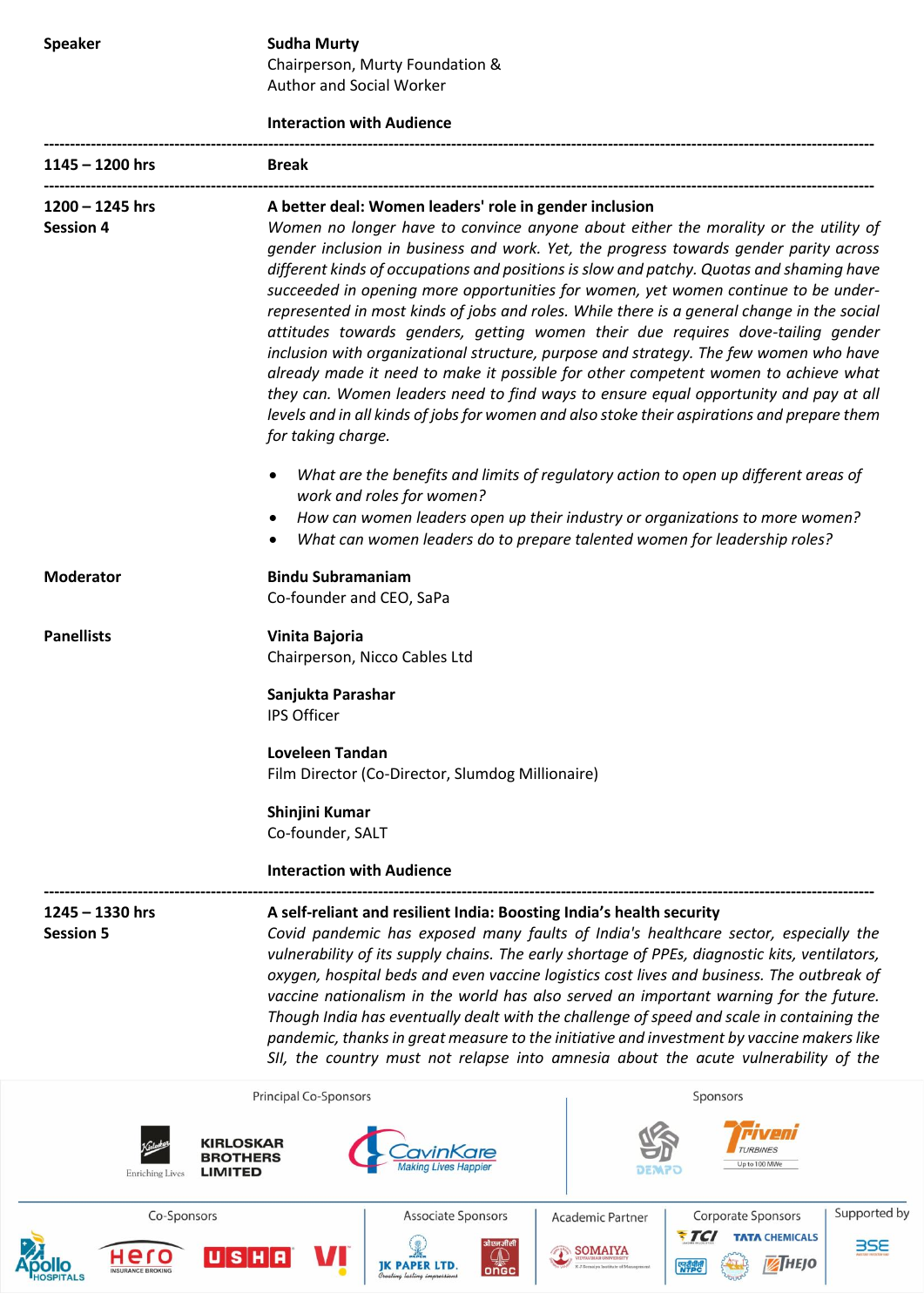**Speaker** | **Sudha Murty**
Chairperson, Murty Foundation &
Author and Social Worker

**Interaction with Audience**

---

**1145 – 1200 hrs** | **Break**

---

**1200 – 1245 hrs**
**Session 4**

**A better deal: Women leaders' role in gender inclusion**

*Women no longer have to convince anyone about either the morality or the utility of gender inclusion in business and work. Yet, the progress towards gender parity across different kinds of occupations and positions is slow and patchy. Quotas and shaming have succeeded in opening more opportunities for women, yet women continue to be under-represented in most kinds of jobs and roles. While there is a general change in the social attitudes towards genders, getting women their due requires dove-tailing gender inclusion with organizational structure, purpose and strategy. The few women who have already made it need to make it possible for other competent women to achieve what they can. Women leaders need to find ways to ensure equal opportunity and pay at all levels and in all kinds of jobs for women and also stoke their aspirations and prepare them for taking charge.*

- *What are the benefits and limits of regulatory action to open up different areas of work and roles for women?*
- *How can women leaders open up their industry or organizations to more women?*
- *What can women leaders do to prepare talented women for leadership roles?*

**Moderator** | **Bindu Subramaniam**
Co-founder and CEO, SaPa

**Panellists** | **Vinita Bajoria**
Chairperson, Nicco Cables Ltd

**Sanjukta Parashar**
IPS Officer

**Loveleen Tandan**
Film Director (Co-Director, Slumdog Millionaire)

**Shinjini Kumar**
Co-founder, SALT

**Interaction with Audience**

---

**1245 – 1330 hrs**
**Session 5**

**A self-reliant and resilient India: Boosting India's health security**

*Covid pandemic has exposed many faults of India's healthcare sector, especially the vulnerability of its supply chains. The early shortage of PPEs, diagnostic kits, ventilators, oxygen, hospital beds and even vaccine logistics cost lives and business. The outbreak of vaccine nationalism in the world has also served an important warning for the future. Though India has eventually dealt with the challenge of speed and scale in containing the pandemic, thanks in great measure to the initiative and investment by vaccine makers like SII, the country must not relapse into amnesia about the acute vulnerability of the*

Principal Co-Sponsors: Kirloskar Brothers Limited, CavinKare
Sponsors: Dempo, Triveni Turbines
Co-Sponsors: Apollo Hospitals, Hero Insurance Broking, Usha, Vi
Associate Sponsors: JK Paper Ltd., ONGC
Academic Partner: Somaiya Vidyavihar University
Corporate Sponsors: TCI, Tata Chemicals, NTPC, Thejo
Supported by: BSE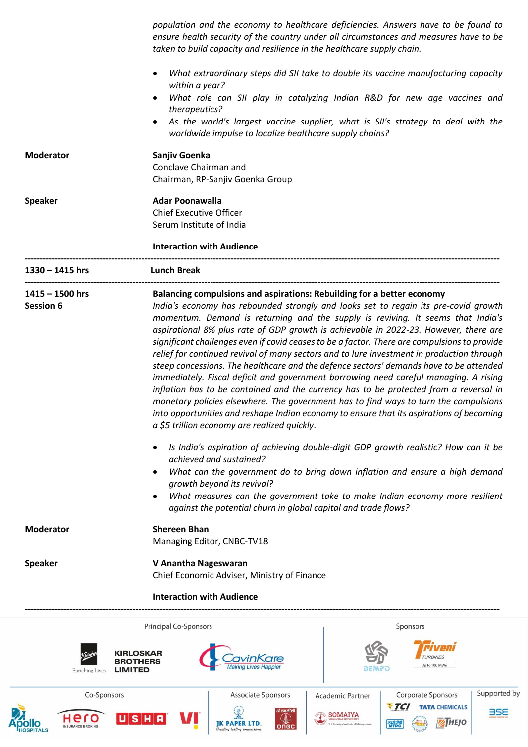*population and the economy to healthcare deficiencies. Answers have to be found to ensure health security of the country under all circumstances and measures have to be taken to build capacity and resilience in the healthcare supply chain.*

- *What extraordinary steps did SII take to double its vaccine manufacturing capacity within a year?*
- *What role can SII play in catalyzing Indian R&D for new age vaccines and therapeutics?*
- *As the world's largest vaccine supplier, what is SII's strategy to deal with the worldwide impulse to localize healthcare supply chains?*

**Moderator** — **Sanjiv Goenka**
Conclave Chairman and
Chairman, RP-Sanjiv Goenka Group

**Speaker** — **Adar Poonawalla**
Chief Executive Officer
Serum Institute of India

**Interaction with Audience**

---

**1330 – 1415 hrs** — **Lunch Break**

---

**1415 – 1500 hrs**
**Session 6**

**Balancing compulsions and aspirations: Rebuilding for a better economy**

*India's economy has rebounded strongly and looks set to regain its pre-covid growth momentum. Demand is returning and the supply is reviving. It seems that India's aspirational 8% plus rate of GDP growth is achievable in 2022-23. However, there are significant challenges even if covid ceases to be a factor. There are compulsions to provide relief for continued revival of many sectors and to lure investment in production through steep concessions. The healthcare and the defence sectors' demands have to be attended immediately. Fiscal deficit and government borrowing need careful managing. A rising inflation has to be contained and the currency has to be protected from a reversal in monetary policies elsewhere. The government has to find ways to turn the compulsions into opportunities and reshape Indian economy to ensure that its aspirations of becoming a $5 trillion economy are realized quickly.*

- *Is India's aspiration of achieving double-digit GDP growth realistic? How can it be achieved and sustained?*
- *What can the government do to bring down inflation and ensure a high demand growth beyond its revival?*
- *What measures can the government take to make Indian economy more resilient against the potential churn in global capital and trade flows?*

**Moderator** — **Shereen Bhan**
Managing Editor, CNBC-TV18

**Speaker** — **V Anantha Nageswaran**
Chief Economic Adviser, Ministry of Finance

**Interaction with Audience**

---

Principal Co-Sponsors: Kirloskar Brothers Limited, CavinKare
Sponsors: Dempo, Triveni Turbines
Co-Sponsors: Apollo Hospitals, Hero Insurance Broking, Usha, Vi
Associate Sponsors: JK Paper Ltd., ONGC
Academic Partner: Somaiya Vidyavihar University
Corporate Sponsors: TCI, Tata Chemicals, NTPC, Thejo
Supported by: BSE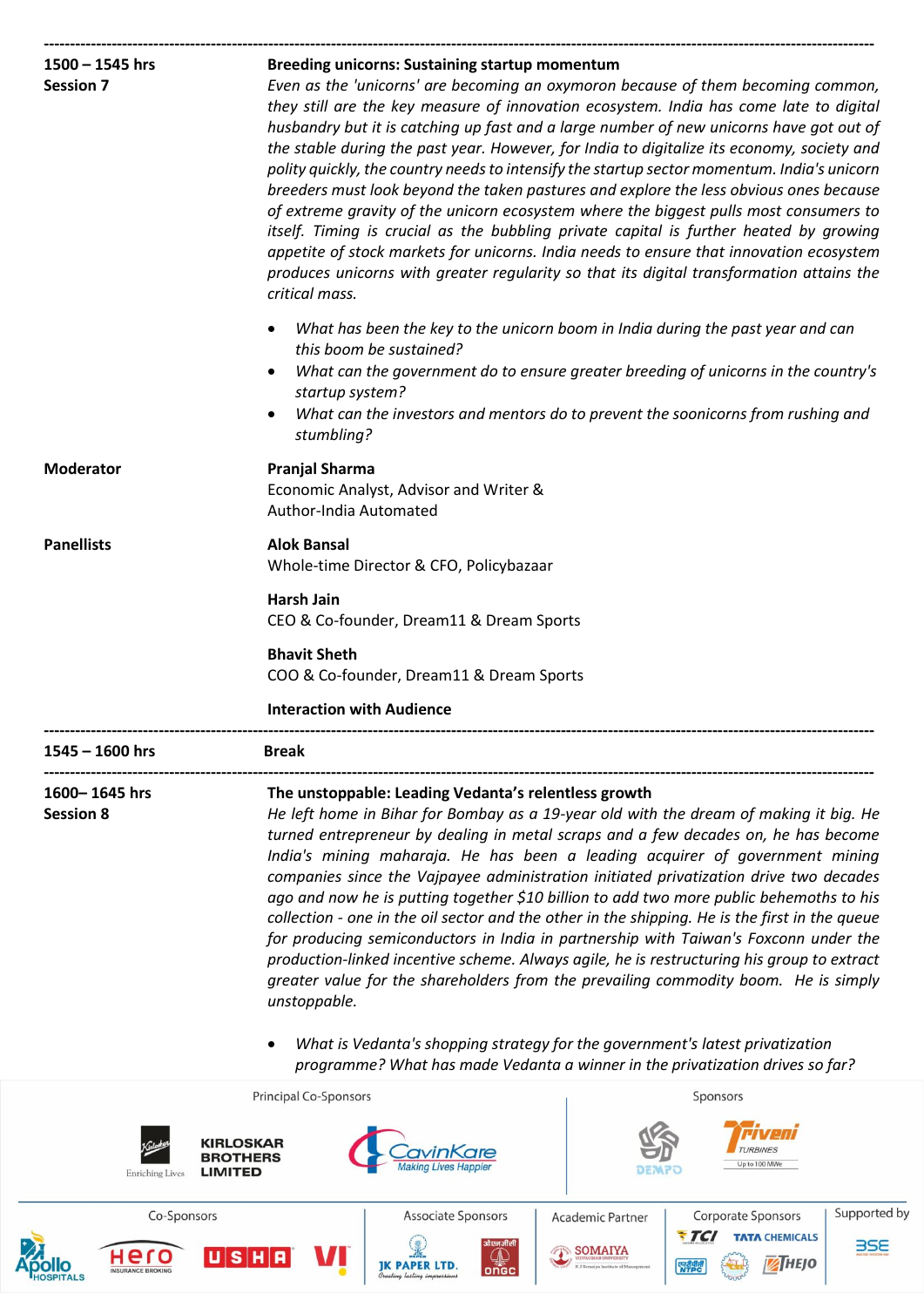---

**1500 – 1545 hrs**
**Session 7**

**Breeding unicorns: Sustaining startup momentum**

*Even as the 'unicorns' are becoming an oxymoron because of them becoming common, they still are the key measure of innovation ecosystem. India has come late to digital husbandry but it is catching up fast and a large number of new unicorns have got out of the stable during the past year. However, for India to digitalize its economy, society and polity quickly, the country needs to intensify the startup sector momentum. India's unicorn breeders must look beyond the taken pastures and explore the less obvious ones because of extreme gravity of the unicorn ecosystem where the biggest pulls most consumers to itself. Timing is crucial as the bubbling private capital is further heated by growing appetite of stock markets for unicorns. India needs to ensure that innovation ecosystem produces unicorns with greater regularity so that its digital transformation attains the critical mass.*

- *What has been the key to the unicorn boom in India during the past year and can this boom be sustained?*
- *What can the government do to ensure greater breeding of unicorns in the country's startup system?*
- *What can the investors and mentors do to prevent the soonicorns from rushing and stumbling?*

**Moderator**

**Pranjal Sharma**
Economic Analyst, Advisor and Writer &
Author-India Automated

**Panellists**

**Alok Bansal**
Whole-time Director & CFO, Policybazaar

**Harsh Jain**
CEO & Co-founder, Dream11 & Dream Sports

**Bhavit Sheth**
COO & Co-founder, Dream11 & Dream Sports

**Interaction with Audience**

---

**1545 – 1600 hrs** **Break**

---

**1600– 1645 hrs**
**Session 8**

**The unstoppable: Leading Vedanta's relentless growth**

*He left home in Bihar for Bombay as a 19-year old with the dream of making it big. He turned entrepreneur by dealing in metal scraps and a few decades on, he has become India's mining maharaja. He has been a leading acquirer of government mining companies since the Vajpayee administration initiated privatization drive two decades ago and now he is putting together $10 billion to add two more public behemoths to his collection - one in the oil sector and the other in the shipping. He is the first in the queue for producing semiconductors in India in partnership with Taiwan's Foxconn under the production-linked incentive scheme. Always agile, he is restructuring his group to extract greater value for the shareholders from the prevailing commodity boom. He is simply unstoppable.*

- *What is Vedanta's shopping strategy for the government's latest privatization programme? What has made Vedanta a winner in the privatization drives so far?*

Principal Co-Sponsors: Kirloskar Brothers Limited (Enriching Lives), CavinKare (Making Lives Happier)

Sponsors: Dempo, Triveni Turbines (Up to 100 MWe)

Co-Sponsors: Apollo Hospitals, Hero Insurance Broking, Usha, Vi

Associate Sponsors: JK Paper Ltd. (Creating lasting impressions), ONGC

Academic Partner: Somaiya Vidyavihar University (K J Somaiya Institute of Management)

Corporate Sponsors: TCI, Tata Chemicals, NTPC, Thejo

Supported by: BSE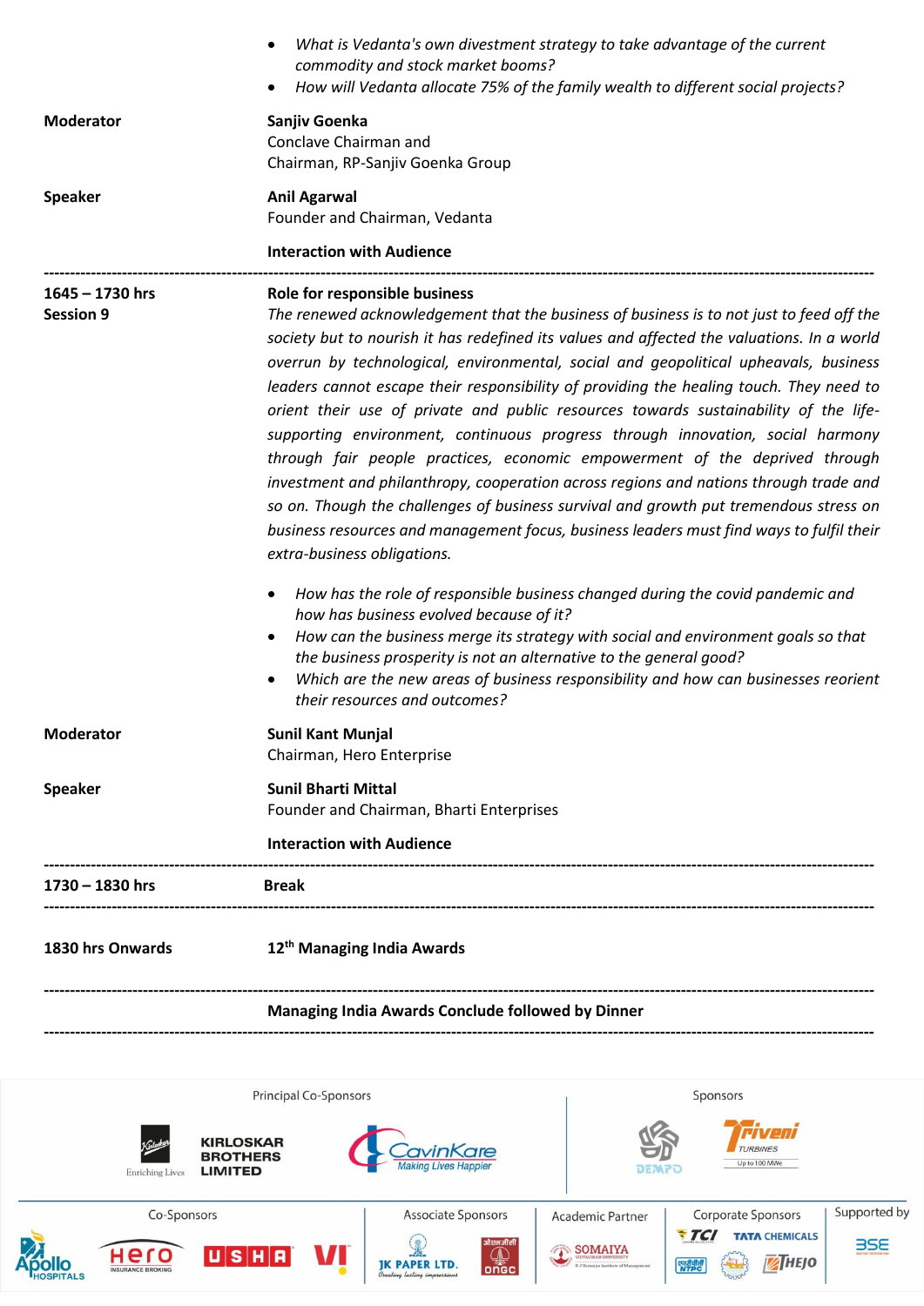- *What is Vedanta's own divestment strategy to take advantage of the current commodity and stock market booms?*
- *How will Vedanta allocate 75% of the family wealth to different social projects?*

| | |
|---|---|
| **Moderator** | **Sanjiv Goenka**<br>Conclave Chairman and<br>Chairman, RP-Sanjiv Goenka Group |
| **Speaker** | **Anil Agarwal**<br>Founder and Chairman, Vedanta |
| | **Interaction with Audience** |

---

**1645 – 1730 hrs**
**Session 9**

**Role for responsible business**

*The renewed acknowledgement that the business of business is to not just to feed off the society but to nourish it has redefined its values and affected the valuations. In a world overrun by technological, environmental, social and geopolitical upheavals, business leaders cannot escape their responsibility of providing the healing touch. They need to orient their use of private and public resources towards sustainability of the life-supporting environment, continuous progress through innovation, social harmony through fair people practices, economic empowerment of the deprived through investment and philanthropy, cooperation across regions and nations through trade and so on. Though the challenges of business survival and growth put tremendous stress on business resources and management focus, business leaders must find ways to fulfil their extra-business obligations.*

- *How has the role of responsible business changed during the covid pandemic and how has business evolved because of it?*
- *How can the business merge its strategy with social and environment goals so that the business prosperity is not an alternative to the general good?*
- *Which are the new areas of business responsibility and how can businesses reorient their resources and outcomes?*

| | |
|---|---|
| **Moderator** | **Sunil Kant Munjal**<br>Chairman, Hero Enterprise |
| **Speaker** | **Sunil Bharti Mittal**<br>Founder and Chairman, Bharti Enterprises |
| | **Interaction with Audience** |

---

**1730 – 1830 hrs** **Break**

---

**1830 hrs Onwards** **12th Managing India Awards**

---

**Managing India Awards Conclude followed by Dinner**

---

Principal Co-Sponsors: Kirloskar Brothers Limited (Enriching Lives), CavinKare (Making Lives Happier)

Sponsors: Dempo, Triveni Turbines (Up to 100 MWe)

Co-Sponsors: Apollo Hospitals, Hero Insurance Broking, Usha, Vi

Associate Sponsors: JK Paper Ltd. (Creating lasting impressions), ONGC

Academic Partner: Somaiya Vidyavihar University – K J Somaiya Institute of Management

Corporate Sponsors: TCI, Tata Chemicals, NTPC, Thejo

Supported by: BSE